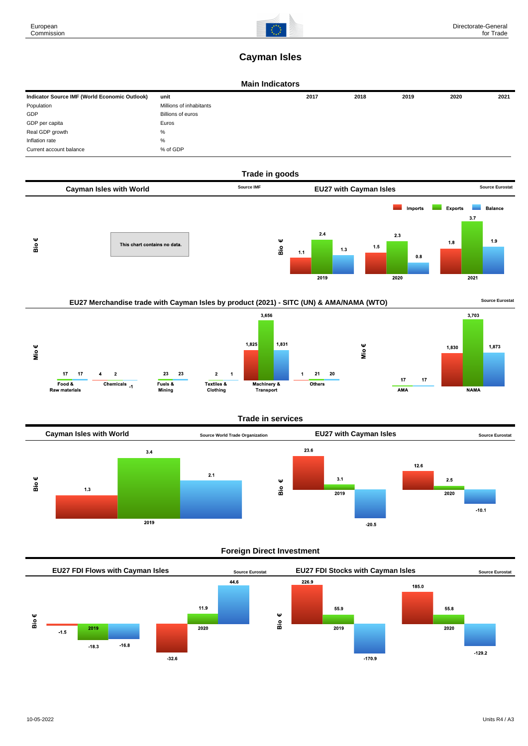# Cayman Isles

## Main Indicators

| Indicator Source IMF (World Economic Outlook) | unit | 2017 | 2018 | 2019 | 2020 | 2021 |
|---|---|---|---|---|---|---|
| Population | Millions of inhabitants | | | | | |
| GDP | Billions of euros | | | | | |
| GDP per capita | Euros | | | | | |
| Real GDP growth | % | | | | | |
| Inflation rate | % | | | | | |
| Current account balance | % of GDP | | | | | |

## Trade in goods

### Cayman Isles with World

Source IMF

Bio €

This chart contains no data.

### EU27 with Cayman Isles

Source Eurostat

Bio €

| | Imports | Exports | Balance |
|---|---|---|---|
| 2019 | 1.1 | 2.4 | 1.3 |
| 2020 | 1.5 | 2.3 | 0.8 |
| 2021 | 1.8 | 3.7 | 1.9 |

### EU27 Merchandise trade with Cayman Isles by product (2021) - SITC (UN) & AMA/NAMA (WTO)

Source Eurostat

Mio €

| | Imports | Exports | Balance |
|---|---|---|---|
| Food & Raw materials | | 17 | 17 |
| Chemicals | 4 | 2 | -1 |
| Fuels & Mining | | 23 | 23 |
| Textiles & Clothing | 2 | | 1 |
| Machinery & Transport | 1,825 | 3,656 | 1,831 |
| Others | 1 | 21 | 20 |

Mio €

| | Imports | Exports | Balance |
|---|---|---|---|
| AMA | | 17 | 17 |
| NAMA | 1,830 | 3,703 | 1,873 |

## Trade in services

### Cayman Isles with World

Source World Trade Organization

Bio €

| | Imports | Exports | Balance |
|---|---|---|---|
| 2019 | 1.3 | 3.4 | 2.1 |

### EU27 with Cayman Isles

Source Eurostat

Bio €

| | Imports | Exports | Balance |
|---|---|---|---|
| 2019 | 23.6 | 3.1 | -20.5 |
| 2020 | 12.6 | 2.5 | -10.1 |

## Foreign Direct Investment

### EU27 FDI Flows with Cayman Isles

Source Eurostat

Bio €

| | Inward | Outward | Balance |
|---|---|---|---|
| 2019 | -1.5 | -18.3 | -16.8 |
| 2020 | -32.6 | 11.9 | 44.6 |

### EU27 FDI Stocks with Cayman Isles

Source Eurostat

Bio €

| | Inward | Outward | Balance |
|---|---|---|---|
| 2019 | 226.9 | 55.9 | -170.9 |
| 2020 | 185.0 | 55.8 | -129.2 |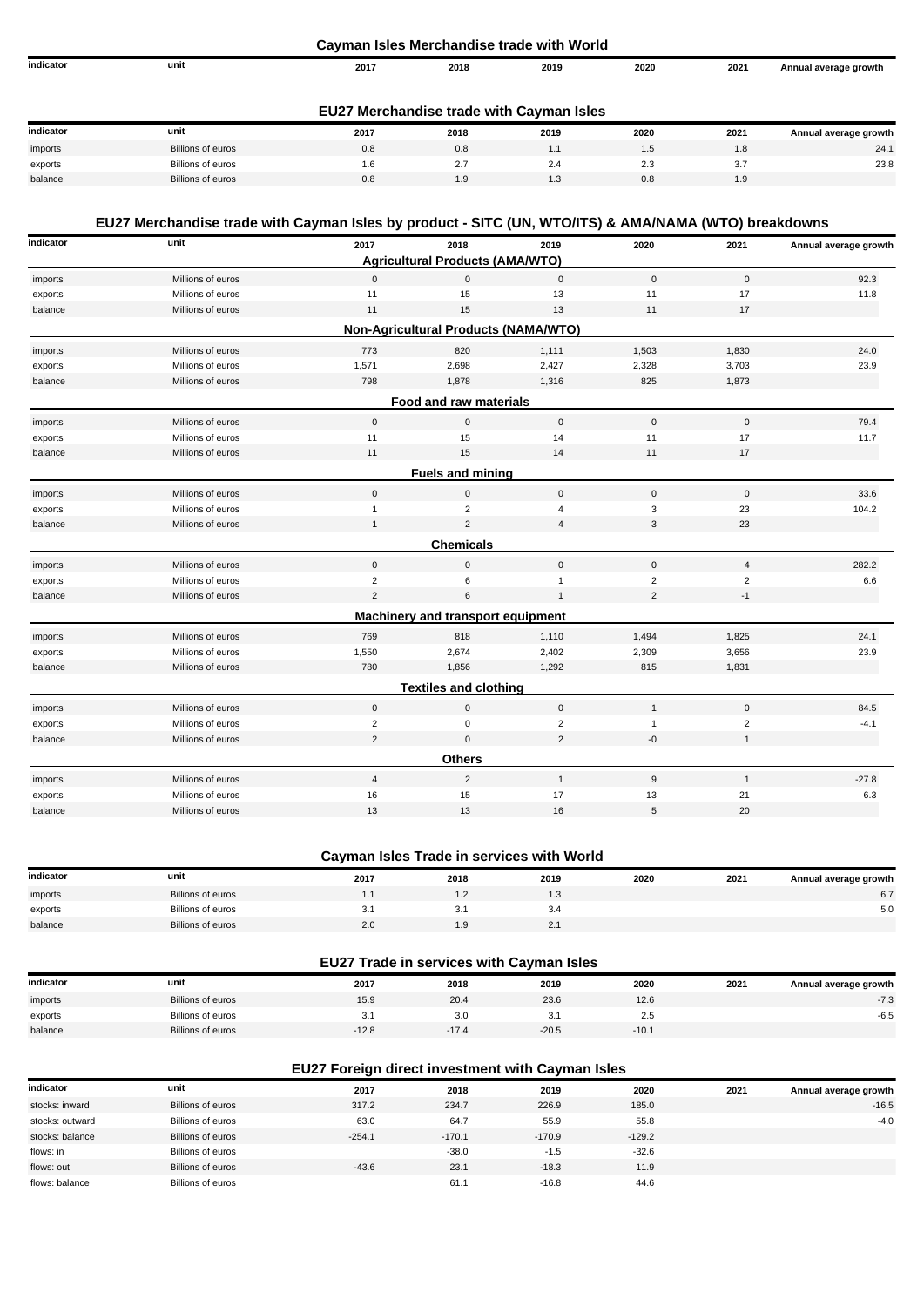## Cayman Isles Merchandise trade with World

| indicator | unit | 2017 | 2018 | 2019 | 2020 | 2021 | Annual average growth |
|---|---|---|---|---|---|---|---|

## EU27 Merchandise trade with Cayman Isles

| indicator | unit | 2017 | 2018 | 2019 | 2020 | 2021 | Annual average growth |
|---|---|---|---|---|---|---|---|
| imports | Billions of euros | 0.8 | 0.8 | 1.1 | 1.5 | 1.8 | 24.1 |
| exports | Billions of euros | 1.6 | 2.7 | 2.4 | 2.3 | 3.7 | 23.8 |
| balance | Billions of euros | 0.8 | 1.9 | 1.3 | 0.8 | 1.9 | |

## EU27 Merchandise trade with Cayman Isles by product - SITC (UN, WTO/ITS) & AMA/NAMA (WTO) breakdowns

| indicator | unit | 2017 | 2018 | 2019 | 2020 | 2021 | Annual average growth |
|---|---|---|---|---|---|---|---|
| **Agricultural Products (AMA/WTO)** | | | | | | | |
| imports | Millions of euros | 0 | 0 | 0 | 0 | 0 | 92.3 |
| exports | Millions of euros | 11 | 15 | 13 | 11 | 17 | 11.8 |
| balance | Millions of euros | 11 | 15 | 13 | 11 | 17 | |
| **Non-Agricultural Products (NAMA/WTO)** | | | | | | | |
| imports | Millions of euros | 773 | 820 | 1,111 | 1,503 | 1,830 | 24.0 |
| exports | Millions of euros | 1,571 | 2,698 | 2,427 | 2,328 | 3,703 | 23.9 |
| balance | Millions of euros | 798 | 1,878 | 1,316 | 825 | 1,873 | |
| **Food and raw materials** | | | | | | | |
| imports | Millions of euros | 0 | 0 | 0 | 0 | 0 | 79.4 |
| exports | Millions of euros | 11 | 15 | 14 | 11 | 17 | 11.7 |
| balance | Millions of euros | 11 | 15 | 14 | 11 | 17 | |
| **Fuels and mining** | | | | | | | |
| imports | Millions of euros | 0 | 0 | 0 | 0 | 0 | 33.6 |
| exports | Millions of euros | 1 | 2 | 4 | 3 | 23 | 104.2 |
| balance | Millions of euros | 1 | 2 | 4 | 3 | 23 | |
| **Chemicals** | | | | | | | |
| imports | Millions of euros | 0 | 0 | 0 | 0 | 4 | 282.2 |
| exports | Millions of euros | 2 | 6 | 1 | 2 | 2 | 6.6 |
| balance | Millions of euros | 2 | 6 | 1 | 2 | -1 | |
| **Machinery and transport equipment** | | | | | | | |
| imports | Millions of euros | 769 | 818 | 1,110 | 1,494 | 1,825 | 24.1 |
| exports | Millions of euros | 1,550 | 2,674 | 2,402 | 2,309 | 3,656 | 23.9 |
| balance | Millions of euros | 780 | 1,856 | 1,292 | 815 | 1,831 | |
| **Textiles and clothing** | | | | | | | |
| imports | Millions of euros | 0 | 0 | 0 | 1 | 0 | 84.5 |
| exports | Millions of euros | 2 | 0 | 2 | 1 | 2 | -4.1 |
| balance | Millions of euros | 2 | 0 | 2 | -0 | 1 | |
| **Others** | | | | | | | |
| imports | Millions of euros | 4 | 2 | 1 | 9 | 1 | -27.8 |
| exports | Millions of euros | 16 | 15 | 17 | 13 | 21 | 6.3 |
| balance | Millions of euros | 13 | 13 | 16 | 5 | 20 | |

## Cayman Isles Trade in services with World

| indicator | unit | 2017 | 2018 | 2019 | 2020 | 2021 | Annual average growth |
|---|---|---|---|---|---|---|---|
| imports | Billions of euros | 1.1 | 1.2 | 1.3 | | | 6.7 |
| exports | Billions of euros | 3.1 | 3.1 | 3.4 | | | 5.0 |
| balance | Billions of euros | 2.0 | 1.9 | 2.1 | | | |

## EU27 Trade in services with Cayman Isles

| indicator | unit | 2017 | 2018 | 2019 | 2020 | 2021 | Annual average growth |
|---|---|---|---|---|---|---|---|
| imports | Billions of euros | 15.9 | 20.4 | 23.6 | 12.6 | | -7.3 |
| exports | Billions of euros | 3.1 | 3.0 | 3.1 | 2.5 | | -6.5 |
| balance | Billions of euros | -12.8 | -17.4 | -20.5 | -10.1 | | |

## EU27 Foreign direct investment with Cayman Isles

| indicator | unit | 2017 | 2018 | 2019 | 2020 | 2021 | Annual average growth |
|---|---|---|---|---|---|---|---|
| stocks: inward | Billions of euros | 317.2 | 234.7 | 226.9 | 185.0 | | -16.5 |
| stocks: outward | Billions of euros | 63.0 | 64.7 | 55.9 | 55.8 | | -4.0 |
| stocks: balance | Billions of euros | -254.1 | -170.1 | -170.9 | -129.2 | | |
| flows: in | Billions of euros | | -38.0 | -1.5 | -32.6 | | |
| flows: out | Billions of euros | -43.6 | 23.1 | -18.3 | 11.9 | | |
| flows: balance | Billions of euros | | 61.1 | -16.8 | 44.6 | | |